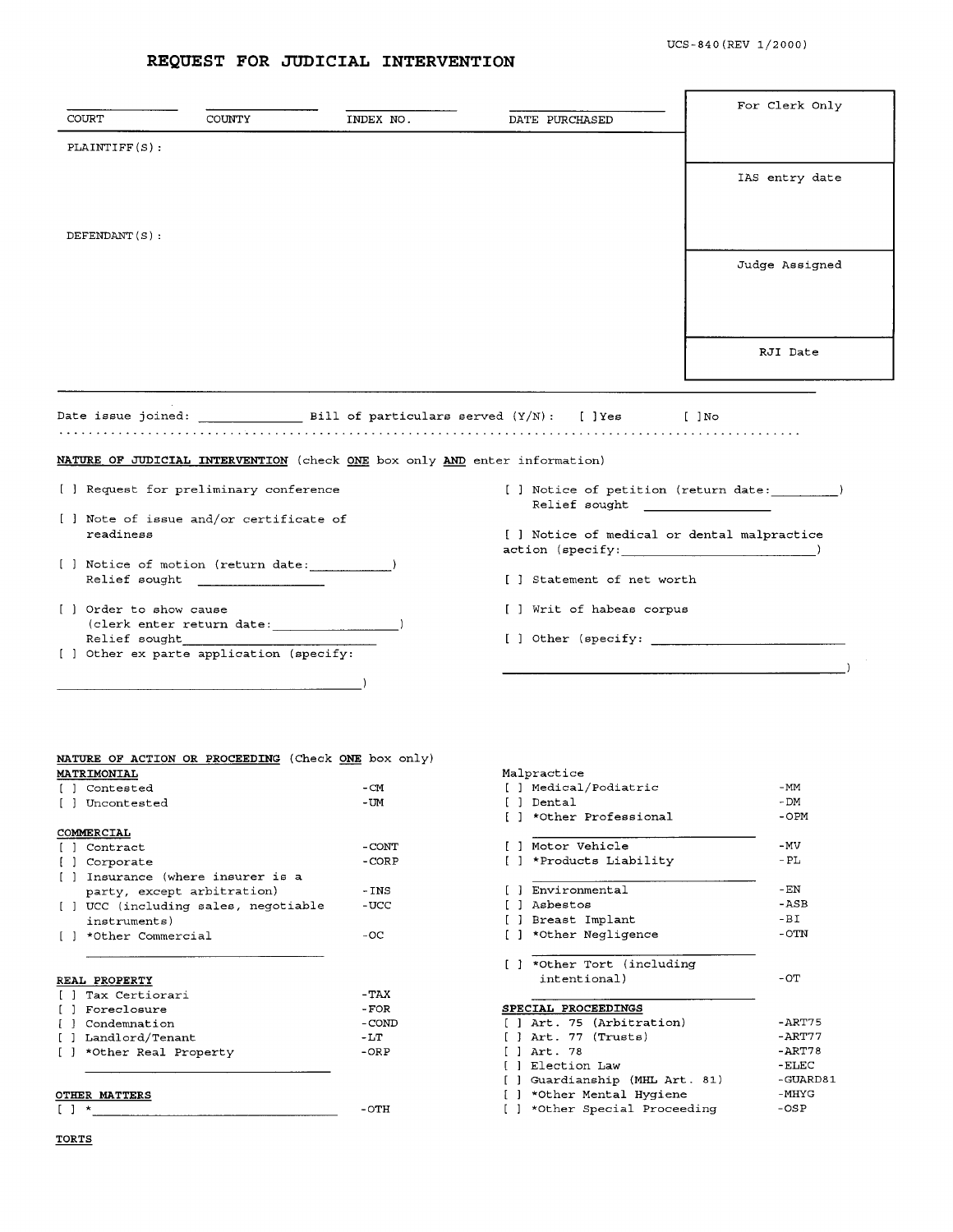UCS-840(REV 1/2000)

# REQUEST FOR JUDICIAL INTERVENTION

| COURT | COUNTY | INDEX NO. | DATE PURCHASED |
|---|---|---|---|
| | | | |

| For Clerk Only |
|---|
| |
| IAS entry date |
| Judge Assigned |
| RJI Date |

PLAINTIFF(S):

DEFENDANT(S):

Date issue joined: ____________ Bill of particulars served (Y/N): [ ]Yes [ ]No

**NATURE OF JUDICIAL INTERVENTION** (check **ONE** box only **AND** enter information)

[ ] Request for preliminary conference

[ ] Note of issue and/or certificate of readiness

[ ] Notice of motion (return date:__________)
Relief sought ______________

[ ] Order to show cause
(clerk enter return date:______________)
Relief sought__________________

[ ] Other ex parte application (specify:
__________________________________)

[ ] Notice of petition (return date:________)
Relief sought ______________

[ ] Notice of medical or dental malpractice action (specify:______________________)

[ ] Statement of net worth

[ ] Writ of habeas corpus

[ ] Other (specify: ______________________
__________________________________)

**NATURE OF ACTION OR PROCEEDING** (Check **ONE** box only)

**MATRIMONIAL**

| | |
|---|---|
| [ ] Contested | -CM |
| [ ] Uncontested | -UM |

**COMMERCIAL**

| | |
|---|---|
| [ ] Contract | -CONT |
| [ ] Corporate | -CORP |
| [ ] Insurance (where insurer is a party, except arbitration) | -INS |
| [ ] UCC (including sales, negotiable instruments) | -UCC |
| [ ] *Other Commercial ______________ | -OC |

**REAL PROPERTY**

| | |
|---|---|
| [ ] Tax Certiorari | -TAX |
| [ ] Foreclosure | -FOR |
| [ ] Condemnation | -COND |
| [ ] Landlord/Tenant | -LT |
| [ ] *Other Real Property ______________ | -ORP |

**OTHER MATTERS**

| | |
|---|---|
| [ ] *______________ | -OTH |

**TORTS**

Malpractice

| | |
|---|---|
| [ ] Medical/Podiatric | -MM |
| [ ] Dental | -DM |
| [ ] *Other Professional ______________ | -OPM |
| [ ] Motor Vehicle | -MV |
| [ ] *Products Liability ______________ | -PL |
| [ ] Environmental | -EN |
| [ ] Asbestos | -ASB |
| [ ] Breast Implant | -BI |
| [ ] *Other Negligence ______________ | -OTN |
| [ ] *Other Tort (including intentional) ______________ | -OT |

**SPECIAL PROCEEDINGS**

| | |
|---|---|
| [ ] Art. 75 (Arbitration) | -ART75 |
| [ ] Art. 77 (Trusts) | -ART77 |
| [ ] Art. 78 | -ART78 |
| [ ] Election Law | -ELEC |
| [ ] Guardianship (MHL Art. 81) | -GUARD81 |
| [ ] *Other Mental Hygiene | -MHYG |
| [ ] *Other Special Proceeding | -OSP |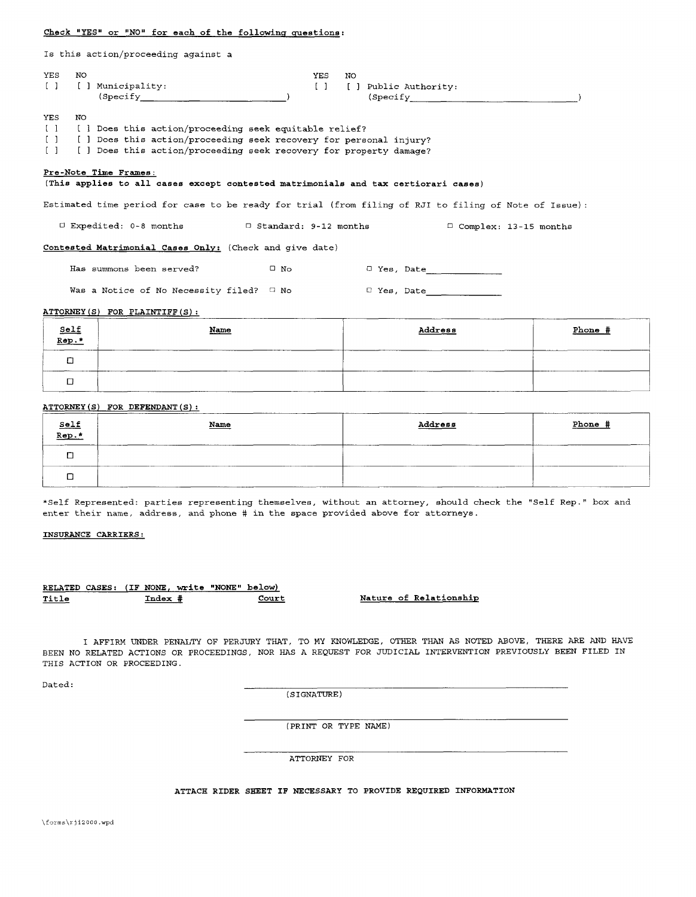**Check "YES" or "NO" for each of the following questions:**

Is this action/proceeding against a

YES NO
[ ] [ ] Municipality: (Specify________________________)

YES NO
[ ] [ ] Public Authority: (Specify________________________)

YES NO
[ ] [ ] Does this action/proceeding seek equitable relief?
[ ] [ ] Does this action/proceeding seek recovery for personal injury?
[ ] [ ] Does this action/proceeding seek recovery for property damage?

**Pre-Note Time Frames:**
**(This applies to all cases except contested matrimonials and tax certiorari cases)**

Estimated time period for case to be ready for trial (from filing of RJI to filing of Note of Issue):

☐ Expedited: 0-8 months ☐ Standard: 9-12 months ☐ Complex: 13-15 months

**Contested Matrimonial Cases Only:** (Check and give date)

Has summons been served? ☐ No ☐ Yes, Date____________

Was a Notice of No Necessity filed? ☐ No ☐ Yes, Date____________

**ATTORNEY(S) FOR PLAINTIFF(S):**

| Self Rep.* | Name | Address | Phone # |
|---|---|---|---|
| ☐ | | | |
| ☐ | | | |

**ATTORNEY(S) FOR DEFENDANT(S):**

| Self Rep.* | Name | Address | Phone # |
|---|---|---|---|
| ☐ | | | |
| ☐ | | | |

*Self Represented: parties representing themselves, without an attorney, should check the "Self Rep." box and enter their name, address, and phone # in the space provided above for attorneys.

**INSURANCE CARRIERS:**

**RELATED CASES: (IF NONE, write "NONE" below)**

| Title | Index # | Court | Nature of Relationship |
|---|---|---|---|

I AFFIRM UNDER PENALTY OF PERJURY THAT, TO MY KNOWLEDGE, OTHER THAN AS NOTED ABOVE, THERE ARE AND HAVE BEEN NO RELATED ACTIONS OR PROCEEDINGS, NOR HAS A REQUEST FOR JUDICIAL INTERVENTION PREVIOUSLY BEEN FILED IN THIS ACTION OR PROCEEDING.

Dated:

______________________________
(SIGNATURE)

______________________________
(PRINT OR TYPE NAME)

______________________________
ATTORNEY FOR

**ATTACH RIDER SHEET IF NECESSARY TO PROVIDE REQUIRED INFORMATION**

\forms\rji2000.wpd